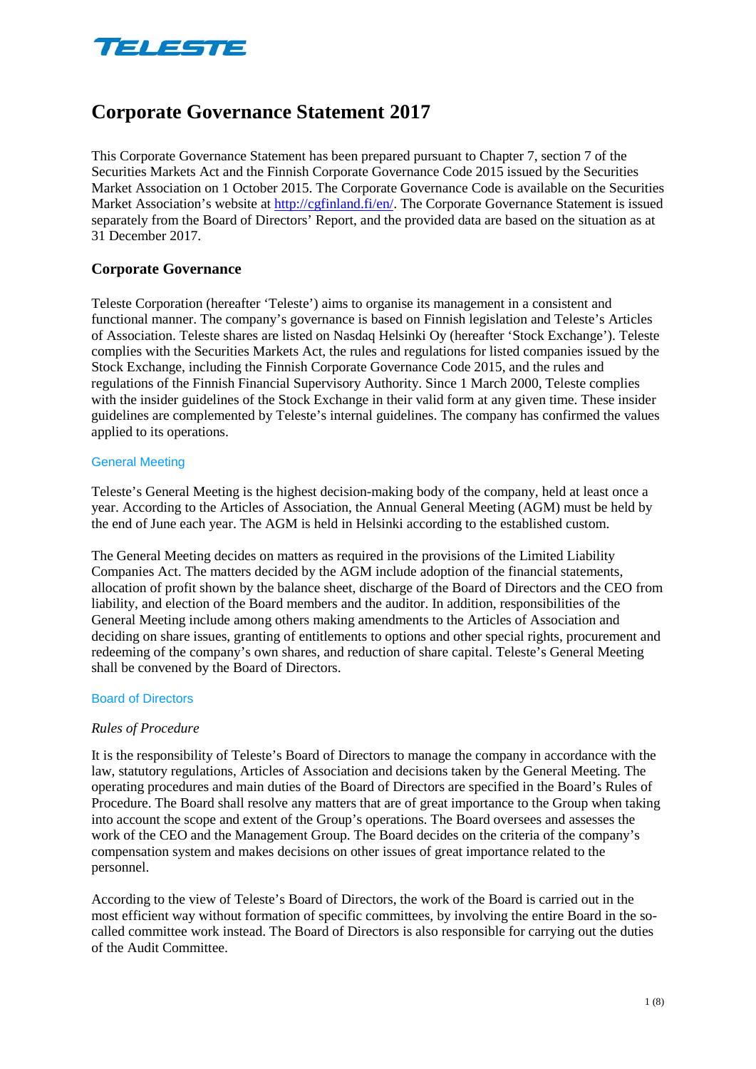# Corporate Governance Statement 2017

This Corporate Governance Statement has been prepared pursuant to Chapter 7, section 7 of the Securities Markets Act and the Finnish Corporate Governance Code 2015 issued by the Securities Market Association on 1 October 2015. The Corporate Governance Code is available on the Securities Market Association's website at http://cgfinland.fi/en/. The Corporate Governance Statement is issued separately from the Board of Directors' Report, and the provided data are based on the situation as at 31 December 2017.

## Corporate Governance

Teleste Corporation (hereafter 'Teleste') aims to organise its management in a consistent and functional manner. The company's governance is based on Finnish legislation and Teleste's Articles of Association. Teleste shares are listed on Nasdaq Helsinki Oy (hereafter 'Stock Exchange'). Teleste complies with the Securities Markets Act, the rules and regulations for listed companies issued by the Stock Exchange, including the Finnish Corporate Governance Code 2015, and the rules and regulations of the Finnish Financial Supervisory Authority. Since 1 March 2000, Teleste complies with the insider guidelines of the Stock Exchange in their valid form at any given time. These insider guidelines are complemented by Teleste's internal guidelines. The company has confirmed the values applied to its operations.

### General Meeting

Teleste's General Meeting is the highest decision-making body of the company, held at least once a year. According to the Articles of Association, the Annual General Meeting (AGM) must be held by the end of June each year. The AGM is held in Helsinki according to the established custom.

The General Meeting decides on matters as required in the provisions of the Limited Liability Companies Act. The matters decided by the AGM include adoption of the financial statements, allocation of profit shown by the balance sheet, discharge of the Board of Directors and the CEO from liability, and election of the Board members and the auditor. In addition, responsibilities of the General Meeting include among others making amendments to the Articles of Association and deciding on share issues, granting of entitlements to options and other special rights, procurement and redeeming of the company's own shares, and reduction of share capital. Teleste's General Meeting shall be convened by the Board of Directors.

### Board of Directors

*Rules of Procedure*

It is the responsibility of Teleste's Board of Directors to manage the company in accordance with the law, statutory regulations, Articles of Association and decisions taken by the General Meeting. The operating procedures and main duties of the Board of Directors are specified in the Board's Rules of Procedure. The Board shall resolve any matters that are of great importance to the Group when taking into account the scope and extent of the Group's operations. The Board oversees and assesses the work of the CEO and the Management Group. The Board decides on the criteria of the company's compensation system and makes decisions on other issues of great importance related to the personnel.

According to the view of Teleste's Board of Directors, the work of the Board is carried out in the most efficient way without formation of specific committees, by involving the entire Board in the so-called committee work instead. The Board of Directors is also responsible for carrying out the duties of the Audit Committee.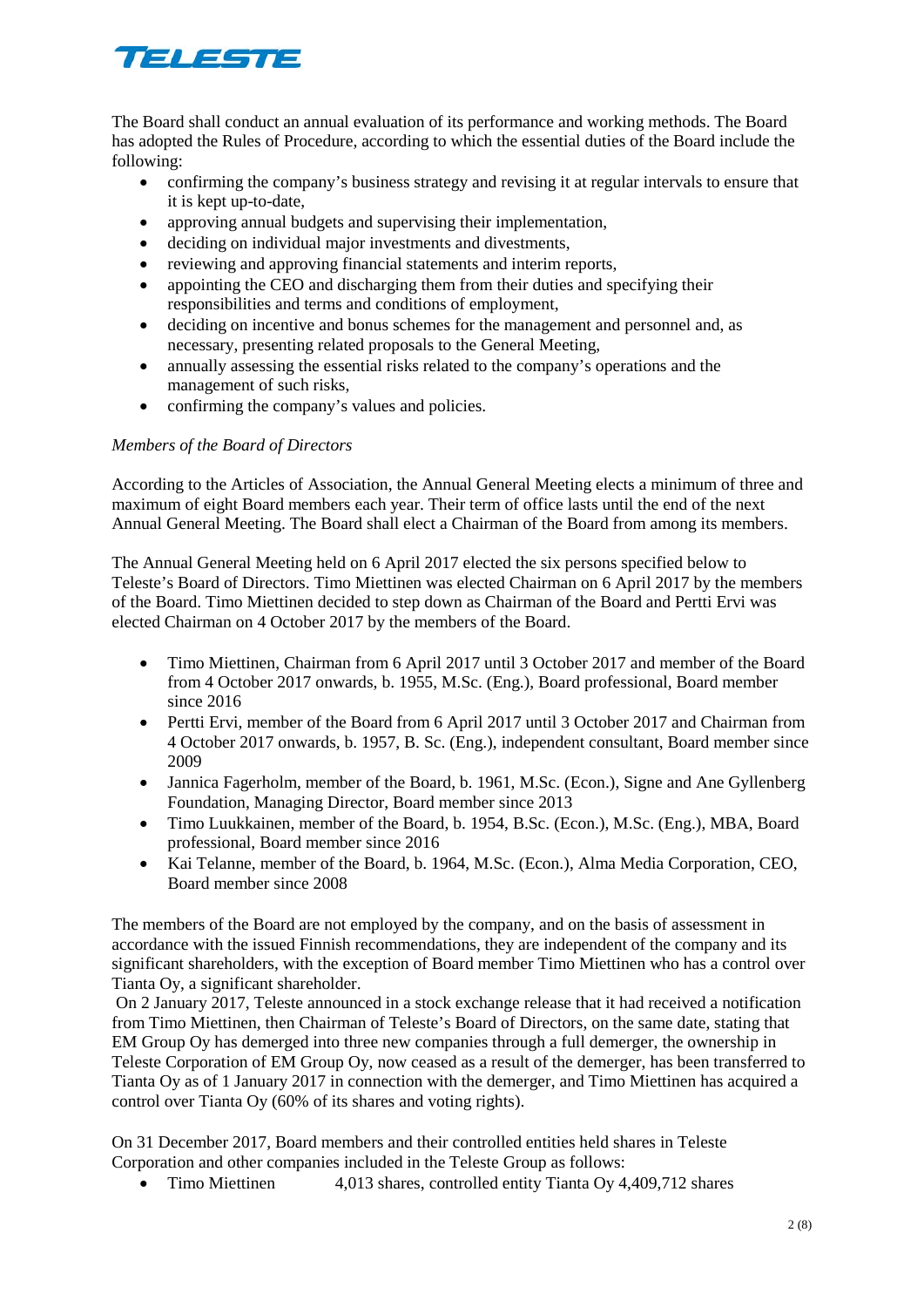The Board shall conduct an annual evaluation of its performance and working methods. The Board has adopted the Rules of Procedure, according to which the essential duties of the Board include the following:

- confirming the company's business strategy and revising it at regular intervals to ensure that it is kept up-to-date,
- approving annual budgets and supervising their implementation,
- deciding on individual major investments and divestments,
- reviewing and approving financial statements and interim reports,
- appointing the CEO and discharging them from their duties and specifying their responsibilities and terms and conditions of employment,
- deciding on incentive and bonus schemes for the management and personnel and, as necessary, presenting related proposals to the General Meeting,
- annually assessing the essential risks related to the company's operations and the management of such risks,
- confirming the company's values and policies.

*Members of the Board of Directors*

According to the Articles of Association, the Annual General Meeting elects a minimum of three and maximum of eight Board members each year. Their term of office lasts until the end of the next Annual General Meeting. The Board shall elect a Chairman of the Board from among its members.

The Annual General Meeting held on 6 April 2017 elected the six persons specified below to Teleste's Board of Directors. Timo Miettinen was elected Chairman on 6 April 2017 by the members of the Board. Timo Miettinen decided to step down as Chairman of the Board and Pertti Ervi was elected Chairman on 4 October 2017 by the members of the Board.

- Timo Miettinen, Chairman from 6 April 2017 until 3 October 2017 and member of the Board from 4 October 2017 onwards, b. 1955, M.Sc. (Eng.), Board professional, Board member since 2016
- Pertti Ervi, member of the Board from 6 April 2017 until 3 October 2017 and Chairman from 4 October 2017 onwards, b. 1957, B. Sc. (Eng.), independent consultant, Board member since 2009
- Jannica Fagerholm, member of the Board, b. 1961, M.Sc. (Econ.), Signe and Ane Gyllenberg Foundation, Managing Director, Board member since 2013
- Timo Luukkainen, member of the Board, b. 1954, B.Sc. (Econ.), M.Sc. (Eng.), MBA, Board professional, Board member since 2016
- Kai Telanne, member of the Board, b. 1964, M.Sc. (Econ.), Alma Media Corporation, CEO, Board member since 2008

The members of the Board are not employed by the company, and on the basis of assessment in accordance with the issued Finnish recommendations, they are independent of the company and its significant shareholders, with the exception of Board member Timo Miettinen who has a control over Tianta Oy, a significant shareholder.

On 2 January 2017, Teleste announced in a stock exchange release that it had received a notification from Timo Miettinen, then Chairman of Teleste's Board of Directors, on the same date, stating that EM Group Oy has demerged into three new companies through a full demerger, the ownership in Teleste Corporation of EM Group Oy, now ceased as a result of the demerger, has been transferred to Tianta Oy as of 1 January 2017 in connection with the demerger, and Timo Miettinen has acquired a control over Tianta Oy (60% of its shares and voting rights).

On 31 December 2017, Board members and their controlled entities held shares in Teleste Corporation and other companies included in the Teleste Group as follows:

- Timo Miettinen 4,013 shares, controlled entity Tianta Oy 4,409,712 shares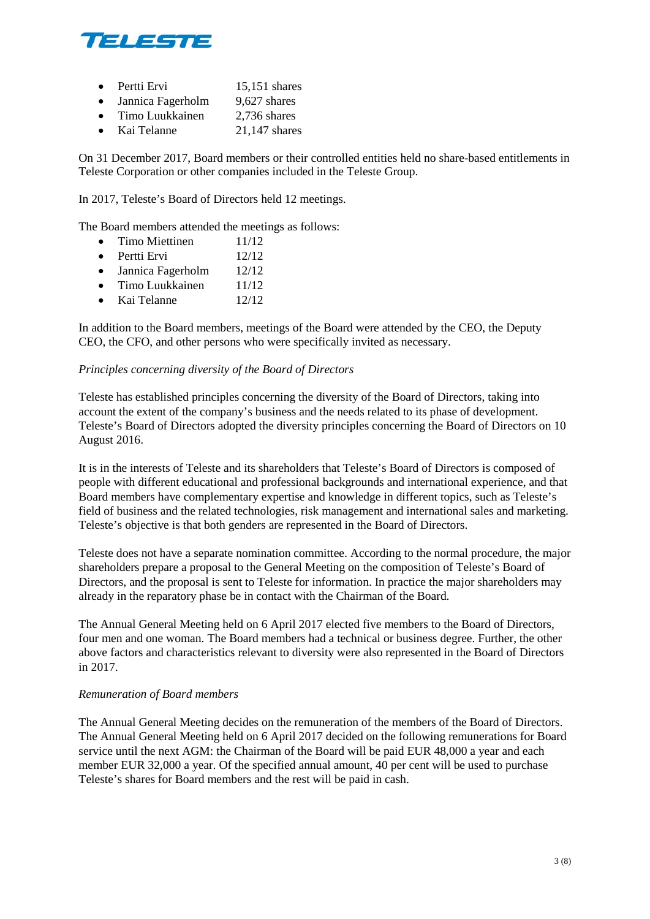- Pertti Ervi 15,151 shares
- Jannica Fagerholm 9,627 shares
- Timo Luukkainen 2,736 shares
- Kai Telanne 21,147 shares

On 31 December 2017, Board members or their controlled entities held no share-based entitlements in Teleste Corporation or other companies included in the Teleste Group.

In 2017, Teleste's Board of Directors held 12 meetings.

The Board members attended the meetings as follows:

- Timo Miettinen 11/12
- Pertti Ervi 12/12
- Jannica Fagerholm 12/12
- Timo Luukkainen 11/12
- Kai Telanne 12/12

In addition to the Board members, meetings of the Board were attended by the CEO, the Deputy CEO, the CFO, and other persons who were specifically invited as necessary.

*Principles concerning diversity of the Board of Directors*

Teleste has established principles concerning the diversity of the Board of Directors, taking into account the extent of the company's business and the needs related to its phase of development. Teleste's Board of Directors adopted the diversity principles concerning the Board of Directors on 10 August 2016.

It is in the interests of Teleste and its shareholders that Teleste's Board of Directors is composed of people with different educational and professional backgrounds and international experience, and that Board members have complementary expertise and knowledge in different topics, such as Teleste's field of business and the related technologies, risk management and international sales and marketing. Teleste's objective is that both genders are represented in the Board of Directors.

Teleste does not have a separate nomination committee. According to the normal procedure, the major shareholders prepare a proposal to the General Meeting on the composition of Teleste's Board of Directors, and the proposal is sent to Teleste for information. In practice the major shareholders may already in the reparatory phase be in contact with the Chairman of the Board.

The Annual General Meeting held on 6 April 2017 elected five members to the Board of Directors, four men and one woman. The Board members had a technical or business degree. Further, the other above factors and characteristics relevant to diversity were also represented in the Board of Directors in 2017.

*Remuneration of Board members*

The Annual General Meeting decides on the remuneration of the members of the Board of Directors. The Annual General Meeting held on 6 April 2017 decided on the following remunerations for Board service until the next AGM: the Chairman of the Board will be paid EUR 48,000 a year and each member EUR 32,000 a year. Of the specified annual amount, 40 per cent will be used to purchase Teleste's shares for Board members and the rest will be paid in cash.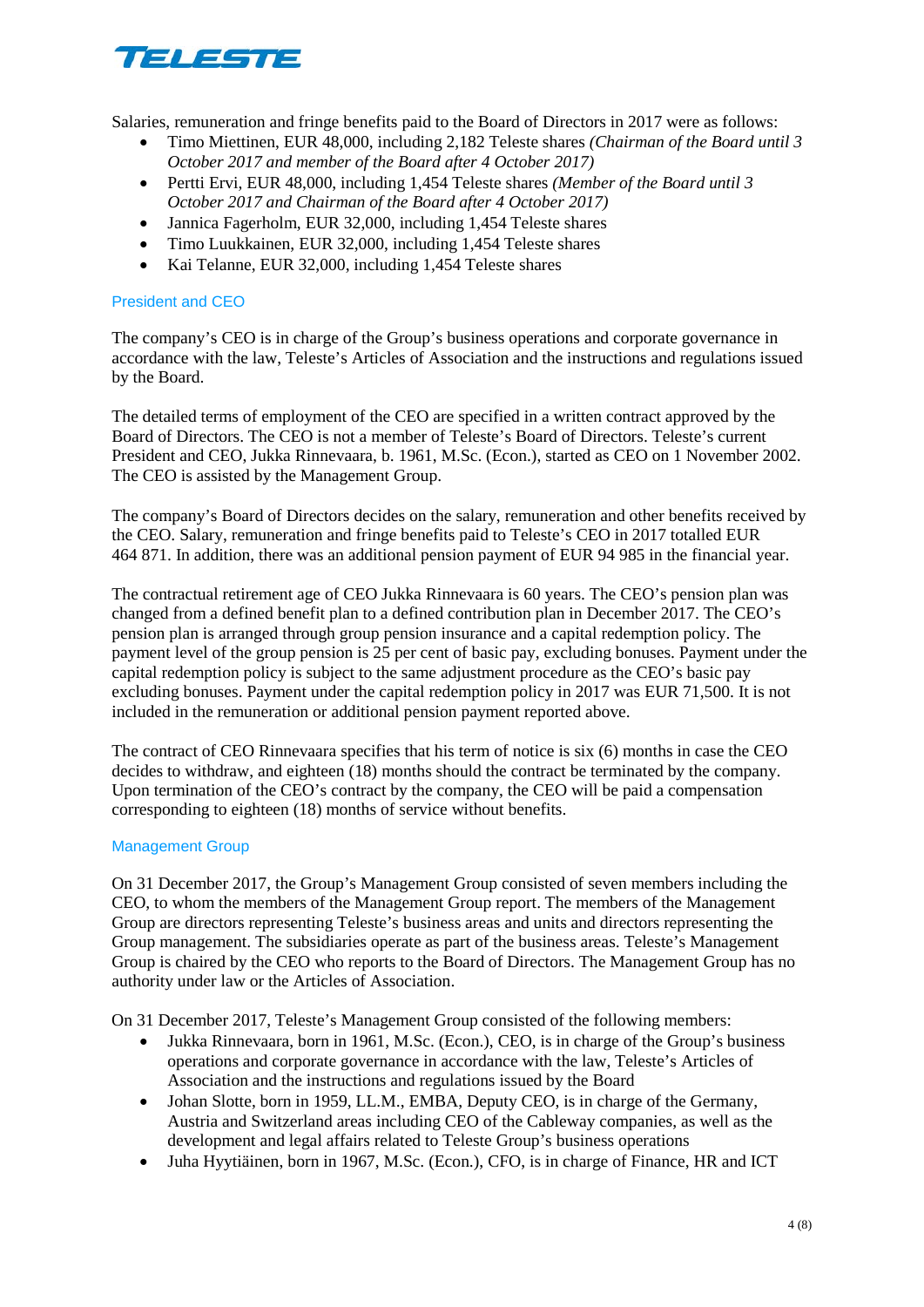Salaries, remuneration and fringe benefits paid to the Board of Directors in 2017 were as follows:

- Timo Miettinen, EUR 48,000, including 2,182 Teleste shares *(Chairman of the Board until 3 October 2017 and member of the Board after 4 October 2017)*
- Pertti Ervi, EUR 48,000, including 1,454 Teleste shares *(Member of the Board until 3 October 2017 and Chairman of the Board after 4 October 2017)*
- Jannica Fagerholm, EUR 32,000, including 1,454 Teleste shares
- Timo Luukkainen, EUR 32,000, including 1,454 Teleste shares
- Kai Telanne, EUR 32,000, including 1,454 Teleste shares

## President and CEO

The company's CEO is in charge of the Group's business operations and corporate governance in accordance with the law, Teleste's Articles of Association and the instructions and regulations issued by the Board.

The detailed terms of employment of the CEO are specified in a written contract approved by the Board of Directors. The CEO is not a member of Teleste's Board of Directors. Teleste's current President and CEO, Jukka Rinnevaara, b. 1961, M.Sc. (Econ.), started as CEO on 1 November 2002. The CEO is assisted by the Management Group.

The company's Board of Directors decides on the salary, remuneration and other benefits received by the CEO. Salary, remuneration and fringe benefits paid to Teleste's CEO in 2017 totalled EUR 464 871. In addition, there was an additional pension payment of EUR 94 985 in the financial year.

The contractual retirement age of CEO Jukka Rinnevaara is 60 years. The CEO's pension plan was changed from a defined benefit plan to a defined contribution plan in December 2017. The CEO's pension plan is arranged through group pension insurance and a capital redemption policy. The payment level of the group pension is 25 per cent of basic pay, excluding bonuses. Payment under the capital redemption policy is subject to the same adjustment procedure as the CEO's basic pay excluding bonuses. Payment under the capital redemption policy in 2017 was EUR 71,500. It is not included in the remuneration or additional pension payment reported above.

The contract of CEO Rinnevaara specifies that his term of notice is six (6) months in case the CEO decides to withdraw, and eighteen (18) months should the contract be terminated by the company. Upon termination of the CEO's contract by the company, the CEO will be paid a compensation corresponding to eighteen (18) months of service without benefits.

## Management Group

On 31 December 2017, the Group's Management Group consisted of seven members including the CEO, to whom the members of the Management Group report. The members of the Management Group are directors representing Teleste's business areas and units and directors representing the Group management. The subsidiaries operate as part of the business areas. Teleste's Management Group is chaired by the CEO who reports to the Board of Directors. The Management Group has no authority under law or the Articles of Association.

On 31 December 2017, Teleste's Management Group consisted of the following members:

- Jukka Rinnevaara, born in 1961, M.Sc. (Econ.), CEO, is in charge of the Group's business operations and corporate governance in accordance with the law, Teleste's Articles of Association and the instructions and regulations issued by the Board
- Johan Slotte, born in 1959, LL.M., EMBA, Deputy CEO, is in charge of the Germany, Austria and Switzerland areas including CEO of the Cableway companies, as well as the development and legal affairs related to Teleste Group's business operations
- Juha Hyytiäinen, born in 1967, M.Sc. (Econ.), CFO, is in charge of Finance, HR and ICT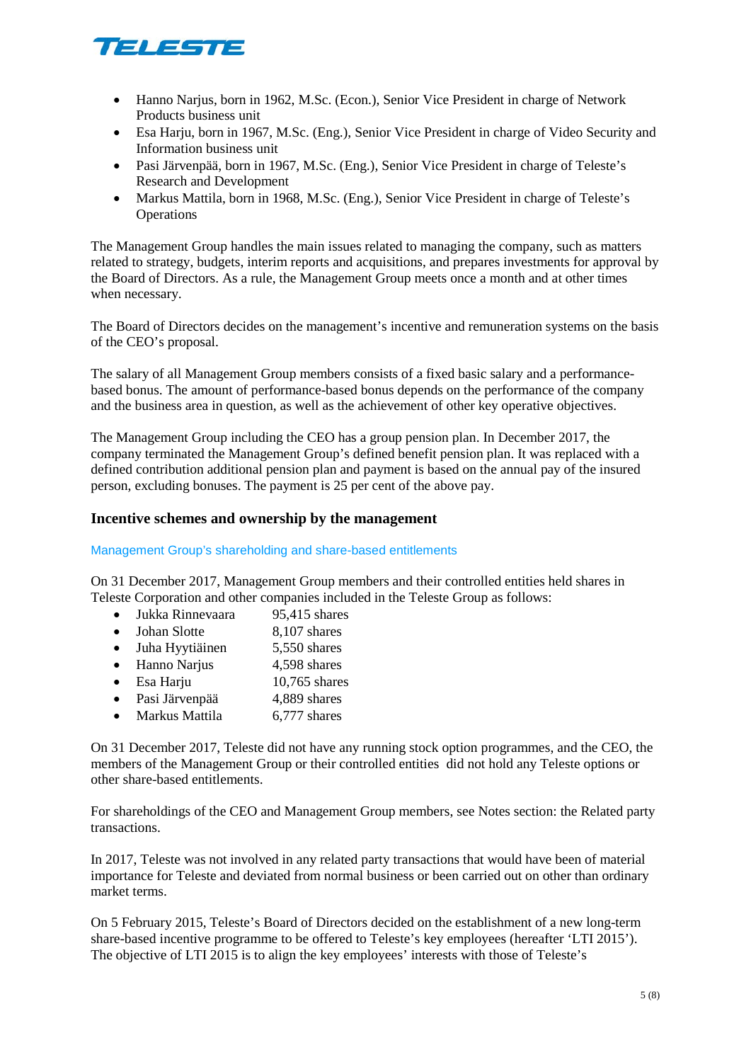- Hanno Narjus, born in 1962, M.Sc. (Econ.), Senior Vice President in charge of Network Products business unit
- Esa Harju, born in 1967, M.Sc. (Eng.), Senior Vice President in charge of Video Security and Information business unit
- Pasi Järvenpää, born in 1967, M.Sc. (Eng.), Senior Vice President in charge of Teleste's Research and Development
- Markus Mattila, born in 1968, M.Sc. (Eng.), Senior Vice President in charge of Teleste's Operations

The Management Group handles the main issues related to managing the company, such as matters related to strategy, budgets, interim reports and acquisitions, and prepares investments for approval by the Board of Directors. As a rule, the Management Group meets once a month and at other times when necessary.

The Board of Directors decides on the management's incentive and remuneration systems on the basis of the CEO's proposal.

The salary of all Management Group members consists of a fixed basic salary and a performance-based bonus. The amount of performance-based bonus depends on the performance of the company and the business area in question, as well as the achievement of other key operative objectives.

The Management Group including the CEO has a group pension plan. In December 2017, the company terminated the Management Group's defined benefit pension plan. It was replaced with a defined contribution additional pension plan and payment is based on the annual pay of the insured person, excluding bonuses. The payment is 25 per cent of the above pay.

## Incentive schemes and ownership by the management

### Management Group's shareholding and share-based entitlements

On 31 December 2017, Management Group members and their controlled entities held shares in Teleste Corporation and other companies included in the Teleste Group as follows:

- Jukka Rinnevaara 95,415 shares
- Johan Slotte 8,107 shares
- Juha Hyytiäinen 5,550 shares
- Hanno Narjus 4,598 shares
- Esa Harju 10,765 shares
- Pasi Järvenpää 4,889 shares
- Markus Mattila 6,777 shares

On 31 December 2017, Teleste did not have any running stock option programmes, and the CEO, the members of the Management Group or their controlled entities did not hold any Teleste options or other share-based entitlements.

For shareholdings of the CEO and Management Group members, see Notes section: the Related party transactions.

In 2017, Teleste was not involved in any related party transactions that would have been of material importance for Teleste and deviated from normal business or been carried out on other than ordinary market terms.

On 5 February 2015, Teleste's Board of Directors decided on the establishment of a new long-term share-based incentive programme to be offered to Teleste's key employees (hereafter 'LTI 2015'). The objective of LTI 2015 is to align the key employees' interests with those of Teleste's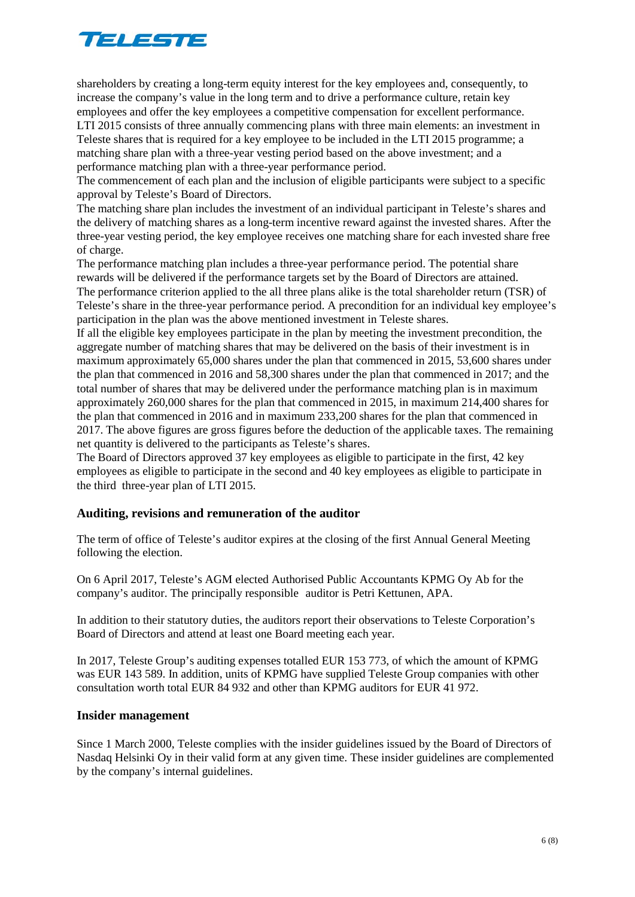shareholders by creating a long-term equity interest for the key employees and, consequently, to increase the company's value in the long term and to drive a performance culture, retain key employees and offer the key employees a competitive compensation for excellent performance.
LTI 2015 consists of three annually commencing plans with three main elements: an investment in Teleste shares that is required for a key employee to be included in the LTI 2015 programme; a matching share plan with a three-year vesting period based on the above investment; and a performance matching plan with a three-year performance period.
The commencement of each plan and the inclusion of eligible participants were subject to a specific approval by Teleste's Board of Directors.
The matching share plan includes the investment of an individual participant in Teleste's shares and the delivery of matching shares as a long-term incentive reward against the invested shares. After the three-year vesting period, the key employee receives one matching share for each invested share free of charge.
The performance matching plan includes a three-year performance period. The potential share rewards will be delivered if the performance targets set by the Board of Directors are attained.
The performance criterion applied to the all three plans alike is the total shareholder return (TSR) of Teleste's share in the three-year performance period. A precondition for an individual key employee's participation in the plan was the above mentioned investment in Teleste shares.
If all the eligible key employees participate in the plan by meeting the investment precondition, the aggregate number of matching shares that may be delivered on the basis of their investment is in maximum approximately 65,000 shares under the plan that commenced in 2015, 53,600 shares under the plan that commenced in 2016 and 58,300 shares under the plan that commenced in 2017; and the total number of shares that may be delivered under the performance matching plan is in maximum approximately 260,000 shares for the plan that commenced in 2015, in maximum 214,400 shares for the plan that commenced in 2016 and in maximum 233,200 shares for the plan that commenced in 2017. The above figures are gross figures before the deduction of the applicable taxes. The remaining net quantity is delivered to the participants as Teleste's shares.
The Board of Directors approved 37 key employees as eligible to participate in the first, 42 key employees as eligible to participate in the second and 40 key employees as eligible to participate in the third three-year plan of LTI 2015.

## Auditing, revisions and remuneration of the auditor

The term of office of Teleste's auditor expires at the closing of the first Annual General Meeting following the election.

On 6 April 2017, Teleste's AGM elected Authorised Public Accountants KPMG Oy Ab for the company's auditor. The principally responsible auditor is Petri Kettunen, APA.

In addition to their statutory duties, the auditors report their observations to Teleste Corporation's Board of Directors and attend at least one Board meeting each year.

In 2017, Teleste Group's auditing expenses totalled EUR 153 773, of which the amount of KPMG was EUR 143 589. In addition, units of KPMG have supplied Teleste Group companies with other consultation worth total EUR 84 932 and other than KPMG auditors for EUR 41 972.

## Insider management

Since 1 March 2000, Teleste complies with the insider guidelines issued by the Board of Directors of Nasdaq Helsinki Oy in their valid form at any given time. These insider guidelines are complemented by the company's internal guidelines.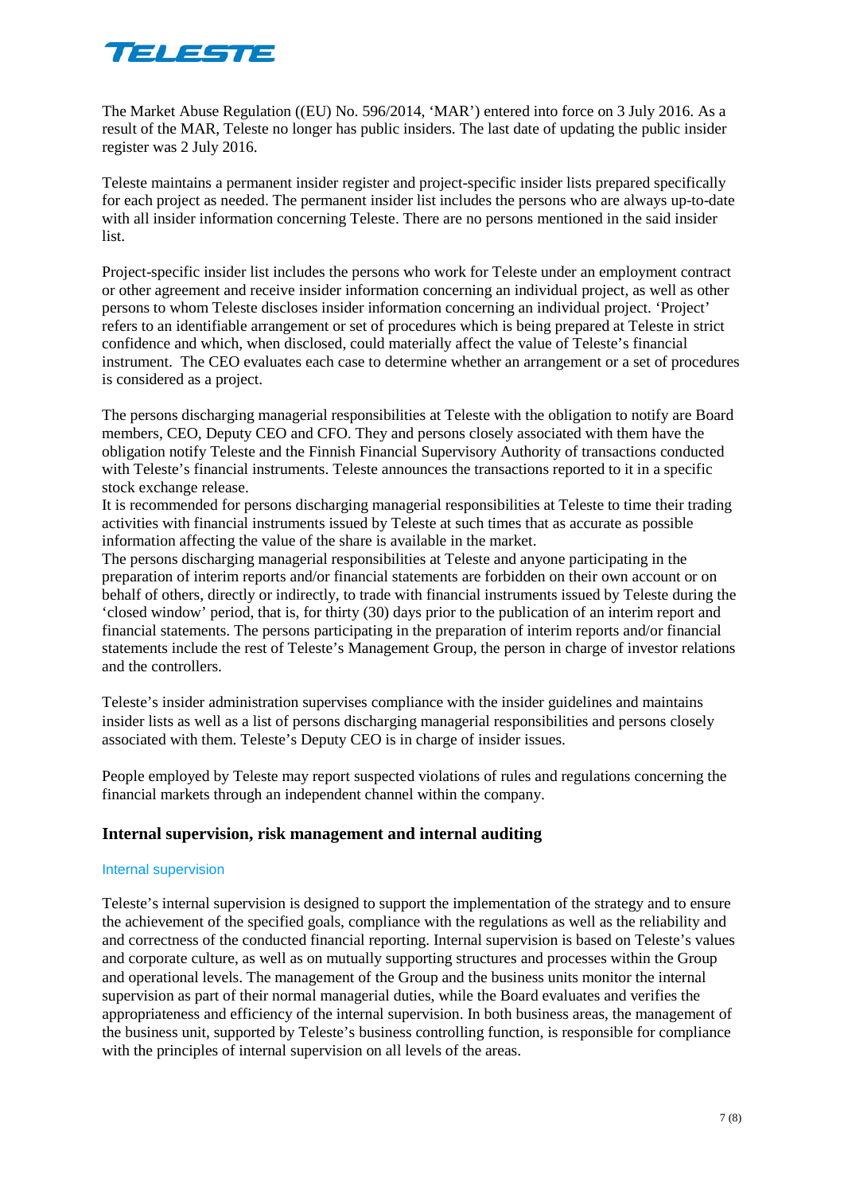The Market Abuse Regulation ((EU) No. 596/2014, 'MAR') entered into force on 3 July 2016. As a result of the MAR, Teleste no longer has public insiders. The last date of updating the public insider register was 2 July 2016.

Teleste maintains a permanent insider register and project-specific insider lists prepared specifically for each project as needed. The permanent insider list includes the persons who are always up-to-date with all insider information concerning Teleste. There are no persons mentioned in the said insider list.

Project-specific insider list includes the persons who work for Teleste under an employment contract or other agreement and receive insider information concerning an individual project, as well as other persons to whom Teleste discloses insider information concerning an individual project. 'Project' refers to an identifiable arrangement or set of procedures which is being prepared at Teleste in strict confidence and which, when disclosed, could materially affect the value of Teleste's financial instrument. The CEO evaluates each case to determine whether an arrangement or a set of procedures is considered as a project.

The persons discharging managerial responsibilities at Teleste with the obligation to notify are Board members, CEO, Deputy CEO and CFO. They and persons closely associated with them have the obligation notify Teleste and the Finnish Financial Supervisory Authority of transactions conducted with Teleste's financial instruments. Teleste announces the transactions reported to it in a specific stock exchange release.
It is recommended for persons discharging managerial responsibilities at Teleste to time their trading activities with financial instruments issued by Teleste at such times that as accurate as possible information affecting the value of the share is available in the market.
The persons discharging managerial responsibilities at Teleste and anyone participating in the preparation of interim reports and/or financial statements are forbidden on their own account or on behalf of others, directly or indirectly, to trade with financial instruments issued by Teleste during the 'closed window' period, that is, for thirty (30) days prior to the publication of an interim report and financial statements. The persons participating in the preparation of interim reports and/or financial statements include the rest of Teleste's Management Group, the person in charge of investor relations and the controllers.

Teleste's insider administration supervises compliance with the insider guidelines and maintains insider lists as well as a list of persons discharging managerial responsibilities and persons closely associated with them. Teleste's Deputy CEO is in charge of insider issues.

People employed by Teleste may report suspected violations of rules and regulations concerning the financial markets through an independent channel within the company.

## Internal supervision, risk management and internal auditing

### Internal supervision

Teleste's internal supervision is designed to support the implementation of the strategy and to ensure the achievement of the specified goals, compliance with the regulations as well as the reliability and and correctness of the conducted financial reporting. Internal supervision is based on Teleste's values and corporate culture, as well as on mutually supporting structures and processes within the Group and operational levels. The management of the Group and the business units monitor the internal supervision as part of their normal managerial duties, while the Board evaluates and verifies the appropriateness and efficiency of the internal supervision. In both business areas, the management of the business unit, supported by Teleste's business controlling function, is responsible for compliance with the principles of internal supervision on all levels of the areas.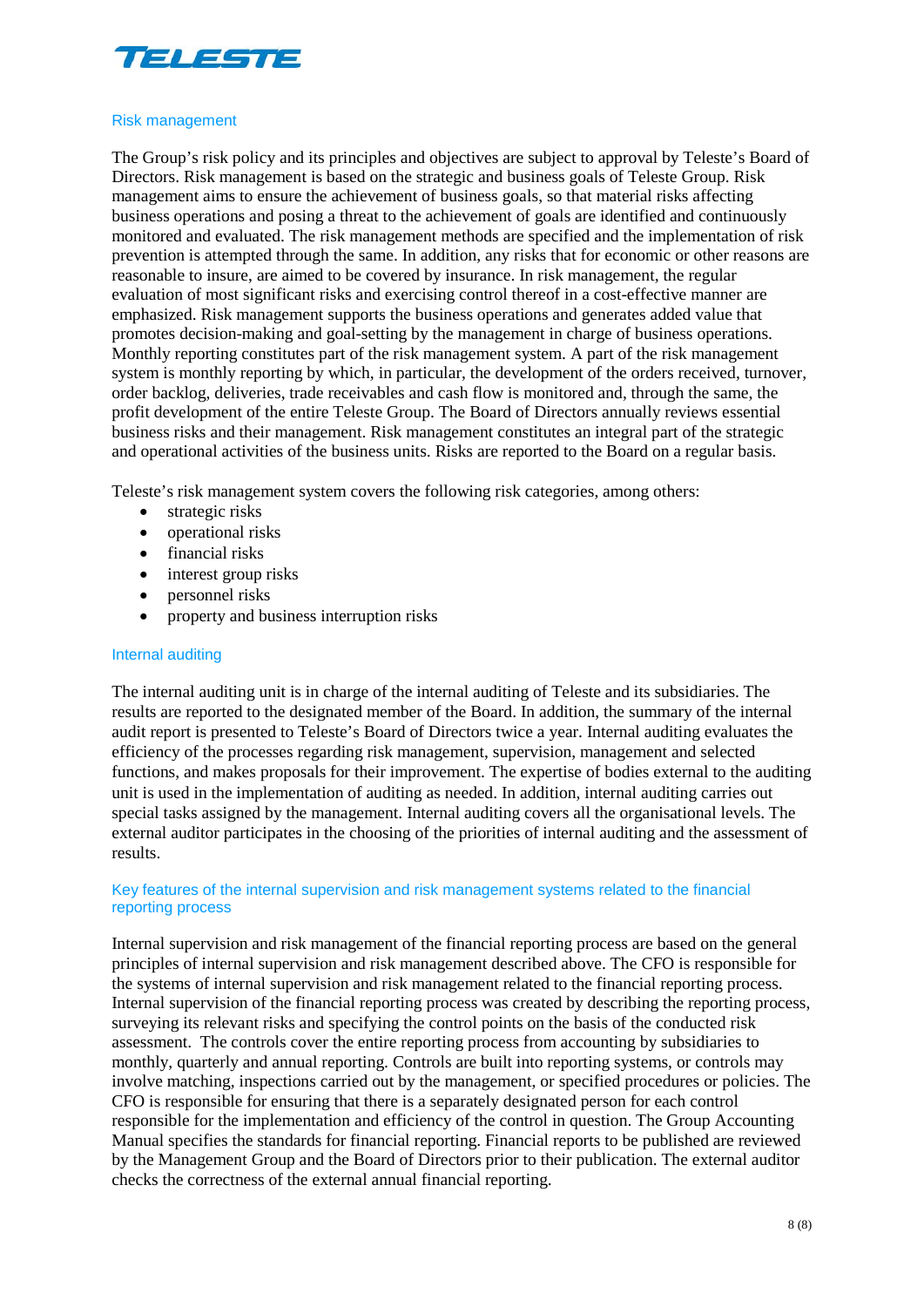## Risk management

The Group's risk policy and its principles and objectives are subject to approval by Teleste's Board of Directors. Risk management is based on the strategic and business goals of Teleste Group. Risk management aims to ensure the achievement of business goals, so that material risks affecting business operations and posing a threat to the achievement of goals are identified and continuously monitored and evaluated. The risk management methods are specified and the implementation of risk prevention is attempted through the same. In addition, any risks that for economic or other reasons are reasonable to insure, are aimed to be covered by insurance. In risk management, the regular evaluation of most significant risks and exercising control thereof in a cost-effective manner are emphasized. Risk management supports the business operations and generates added value that promotes decision-making and goal-setting by the management in charge of business operations. Monthly reporting constitutes part of the risk management system. A part of the risk management system is monthly reporting by which, in particular, the development of the orders received, turnover, order backlog, deliveries, trade receivables and cash flow is monitored and, through the same, the profit development of the entire Teleste Group. The Board of Directors annually reviews essential business risks and their management. Risk management constitutes an integral part of the strategic and operational activities of the business units. Risks are reported to the Board on a regular basis.

Teleste's risk management system covers the following risk categories, among others:

- strategic risks
- operational risks
- financial risks
- interest group risks
- personnel risks
- property and business interruption risks

## Internal auditing

The internal auditing unit is in charge of the internal auditing of Teleste and its subsidiaries. The results are reported to the designated member of the Board. In addition, the summary of the internal audit report is presented to Teleste's Board of Directors twice a year. Internal auditing evaluates the efficiency of the processes regarding risk management, supervision, management and selected functions, and makes proposals for their improvement. The expertise of bodies external to the auditing unit is used in the implementation of auditing as needed. In addition, internal auditing carries out special tasks assigned by the management. Internal auditing covers all the organisational levels. The external auditor participates in the choosing of the priorities of internal auditing and the assessment of results.

## Key features of the internal supervision and risk management systems related to the financial reporting process

Internal supervision and risk management of the financial reporting process are based on the general principles of internal supervision and risk management described above. The CFO is responsible for the systems of internal supervision and risk management related to the financial reporting process. Internal supervision of the financial reporting process was created by describing the reporting process, surveying its relevant risks and specifying the control points on the basis of the conducted risk assessment. The controls cover the entire reporting process from accounting by subsidiaries to monthly, quarterly and annual reporting. Controls are built into reporting systems, or controls may involve matching, inspections carried out by the management, or specified procedures or policies. The CFO is responsible for ensuring that there is a separately designated person for each control responsible for the implementation and efficiency of the control in question. The Group Accounting Manual specifies the standards for financial reporting. Financial reports to be published are reviewed by the Management Group and the Board of Directors prior to their publication. The external auditor checks the correctness of the external annual financial reporting.